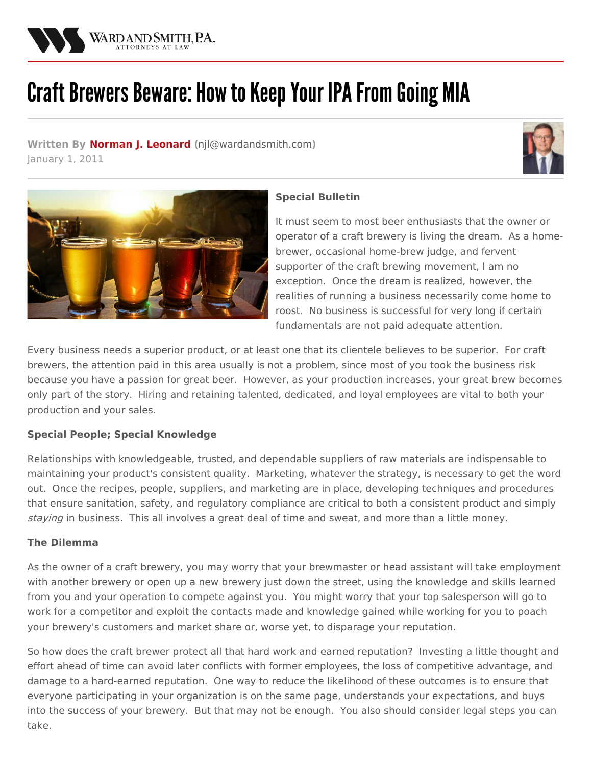# Craft Brewers Beware: How to Keep Your IPA From Going MIA

**Written By Norman J. Leonard** (njl@wardandsmith.com)
January 1, 2011

**Special Bulletin**

It must seem to most beer enthusiasts that the owner or operator of a craft brewery is living the dream. As a home-brewer, occasional home-brew judge, and fervent supporter of the craft brewing movement, I am no exception. Once the dream is realized, however, the realities of running a business necessarily come home to roost. No business is successful for very long if certain fundamentals are not paid adequate attention.

Every business needs a superior product, or at least one that its clientele believes to be superior. For craft brewers, the attention paid in this area usually is not a problem, since most of you took the business risk because you have a passion for great beer. However, as your production increases, your great brew becomes only part of the story. Hiring and retaining talented, dedicated, and loyal employees are vital to both your production and your sales.

**Special People; Special Knowledge**

Relationships with knowledgeable, trusted, and dependable suppliers of raw materials are indispensable to maintaining your product's consistent quality. Marketing, whatever the strategy, is necessary to get the word out. Once the recipes, people, suppliers, and marketing are in place, developing techniques and procedures that ensure sanitation, safety, and regulatory compliance are critical to both a consistent product and simply *staying* in business. This all involves a great deal of time and sweat, and more than a little money.

**The Dilemma**

As the owner of a craft brewery, you may worry that your brewmaster or head assistant will take employment with another brewery or open up a new brewery just down the street, using the knowledge and skills learned from you and your operation to compete against you. You might worry that your top salesperson will go to work for a competitor and exploit the contacts made and knowledge gained while working for you to poach your brewery's customers and market share or, worse yet, to disparage your reputation.

So how does the craft brewer protect all that hard work and earned reputation? Investing a little thought and effort ahead of time can avoid later conflicts with former employees, the loss of competitive advantage, and damage to a hard-earned reputation. One way to reduce the likelihood of these outcomes is to ensure that everyone participating in your organization is on the same page, understands your expectations, and buys into the success of your brewery. But that may not be enough. You also should consider legal steps you can take.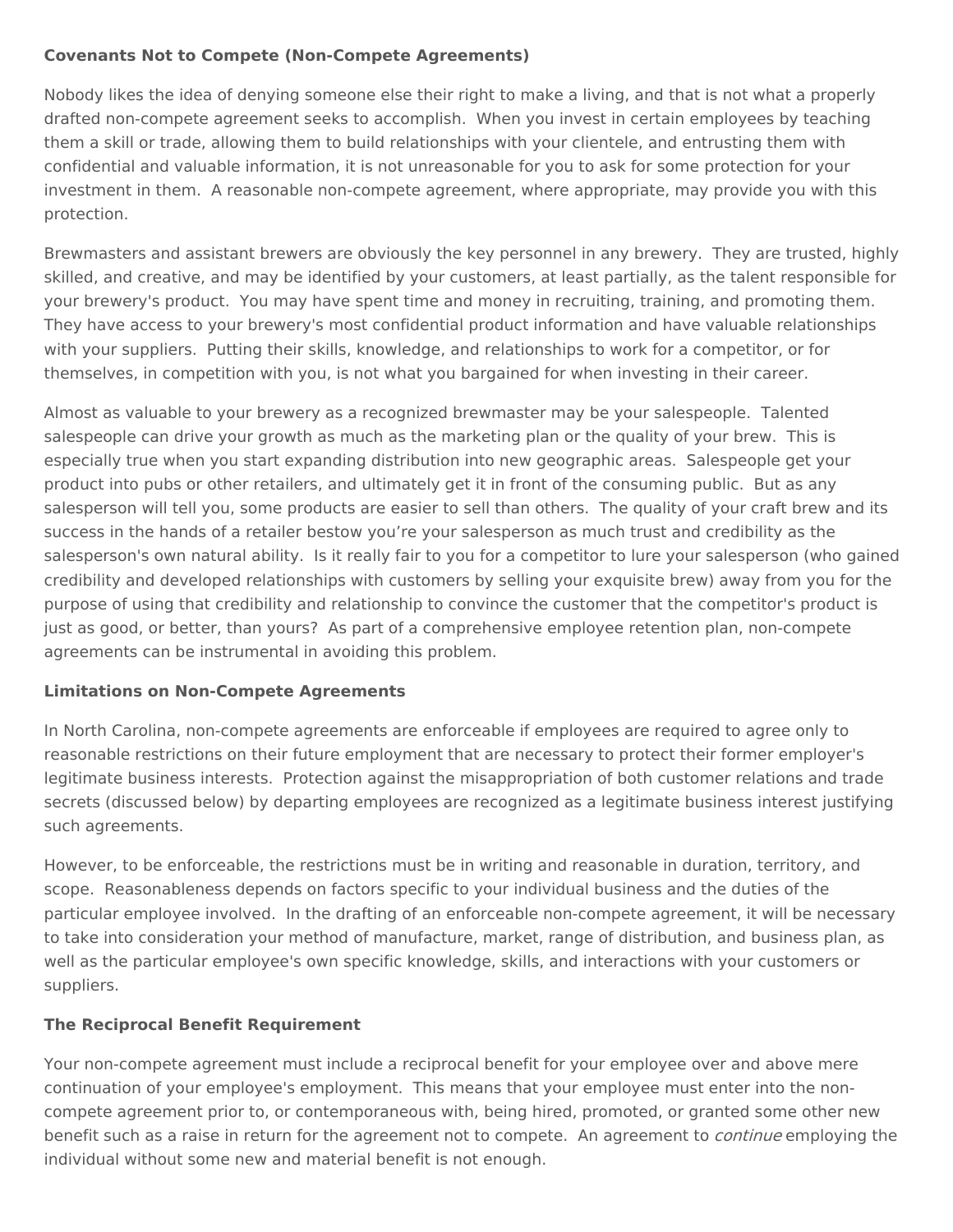**Covenants Not to Compete (Non-Compete Agreements)**

Nobody likes the idea of denying someone else their right to make a living, and that is not what a properly drafted non-compete agreement seeks to accomplish. When you invest in certain employees by teaching them a skill or trade, allowing them to build relationships with your clientele, and entrusting them with confidential and valuable information, it is not unreasonable for you to ask for some protection for your investment in them. A reasonable non-compete agreement, where appropriate, may provide you with this protection.

Brewmasters and assistant brewers are obviously the key personnel in any brewery. They are trusted, highly skilled, and creative, and may be identified by your customers, at least partially, as the talent responsible for your brewery's product. You may have spent time and money in recruiting, training, and promoting them. They have access to your brewery's most confidential product information and have valuable relationships with your suppliers. Putting their skills, knowledge, and relationships to work for a competitor, or for themselves, in competition with you, is not what you bargained for when investing in their career.

Almost as valuable to your brewery as a recognized brewmaster may be your salespeople. Talented salespeople can drive your growth as much as the marketing plan or the quality of your brew. This is especially true when you start expanding distribution into new geographic areas. Salespeople get your product into pubs or other retailers, and ultimately get it in front of the consuming public. But as any salesperson will tell you, some products are easier to sell than others. The quality of your craft brew and its success in the hands of a retailer bestow you’re your salesperson as much trust and credibility as the salesperson's own natural ability. Is it really fair to you for a competitor to lure your salesperson (who gained credibility and developed relationships with customers by selling your exquisite brew) away from you for the purpose of using that credibility and relationship to convince the customer that the competitor's product is just as good, or better, than yours? As part of a comprehensive employee retention plan, non-compete agreements can be instrumental in avoiding this problem.

**Limitations on Non-Compete Agreements**

In North Carolina, non-compete agreements are enforceable if employees are required to agree only to reasonable restrictions on their future employment that are necessary to protect their former employer's legitimate business interests. Protection against the misappropriation of both customer relations and trade secrets (discussed below) by departing employees are recognized as a legitimate business interest justifying such agreements.

However, to be enforceable, the restrictions must be in writing and reasonable in duration, territory, and scope. Reasonableness depends on factors specific to your individual business and the duties of the particular employee involved. In the drafting of an enforceable non-compete agreement, it will be necessary to take into consideration your method of manufacture, market, range of distribution, and business plan, as well as the particular employee's own specific knowledge, skills, and interactions with your customers or suppliers.

**The Reciprocal Benefit Requirement**

Your non-compete agreement must include a reciprocal benefit for your employee over and above mere continuation of your employee's employment. This means that your employee must enter into the non-compete agreement prior to, or contemporaneous with, being hired, promoted, or granted some other new benefit such as a raise in return for the agreement not to compete. An agreement to *continue* employing the individual without some new and material benefit is not enough.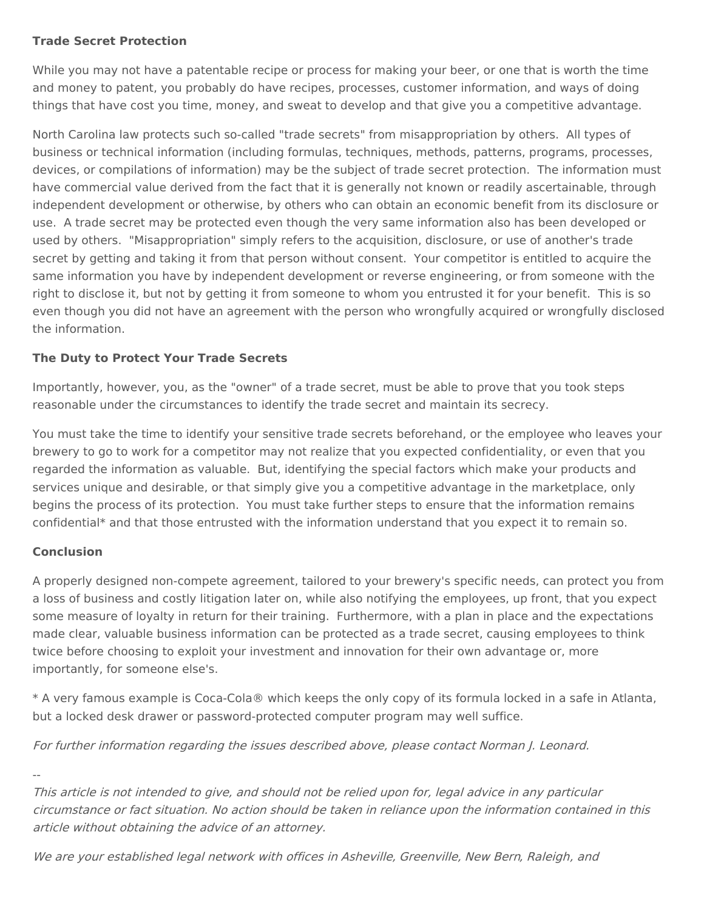**Trade Secret Protection**

While you may not have a patentable recipe or process for making your beer, or one that is worth the time and money to patent, you probably do have recipes, processes, customer information, and ways of doing things that have cost you time, money, and sweat to develop and that give you a competitive advantage.

North Carolina law protects such so-called "trade secrets" from misappropriation by others. All types of business or technical information (including formulas, techniques, methods, patterns, programs, processes, devices, or compilations of information) may be the subject of trade secret protection. The information must have commercial value derived from the fact that it is generally not known or readily ascertainable, through independent development or otherwise, by others who can obtain an economic benefit from its disclosure or use. A trade secret may be protected even though the very same information also has been developed or used by others. "Misappropriation" simply refers to the acquisition, disclosure, or use of another's trade secret by getting and taking it from that person without consent. Your competitor is entitled to acquire the same information you have by independent development or reverse engineering, or from someone with the right to disclose it, but not by getting it from someone to whom you entrusted it for your benefit. This is so even though you did not have an agreement with the person who wrongfully acquired or wrongfully disclosed the information.

**The Duty to Protect Your Trade Secrets**

Importantly, however, you, as the "owner" of a trade secret, must be able to prove that you took steps reasonable under the circumstances to identify the trade secret and maintain its secrecy.

You must take the time to identify your sensitive trade secrets beforehand, or the employee who leaves your brewery to go to work for a competitor may not realize that you expected confidentiality, or even that you regarded the information as valuable. But, identifying the special factors which make your products and services unique and desirable, or that simply give you a competitive advantage in the marketplace, only begins the process of its protection. You must take further steps to ensure that the information remains confidential* and that those entrusted with the information understand that you expect it to remain so.

**Conclusion**

A properly designed non-compete agreement, tailored to your brewery's specific needs, can protect you from a loss of business and costly litigation later on, while also notifying the employees, up front, that you expect some measure of loyalty in return for their training. Furthermore, with a plan in place and the expectations made clear, valuable business information can be protected as a trade secret, causing employees to think twice before choosing to exploit your investment and innovation for their own advantage or, more importantly, for someone else's.

* A very famous example is Coca-Cola® which keeps the only copy of its formula locked in a safe in Atlanta, but a locked desk drawer or password-protected computer program may well suffice.

*For further information regarding the issues described above, please contact Norman J. Leonard.*

--

*This article is not intended to give, and should not be relied upon for, legal advice in any particular circumstance or fact situation. No action should be taken in reliance upon the information contained in this article without obtaining the advice of an attorney.*

*We are your established legal network with offices in Asheville, Greenville, New Bern, Raleigh, and*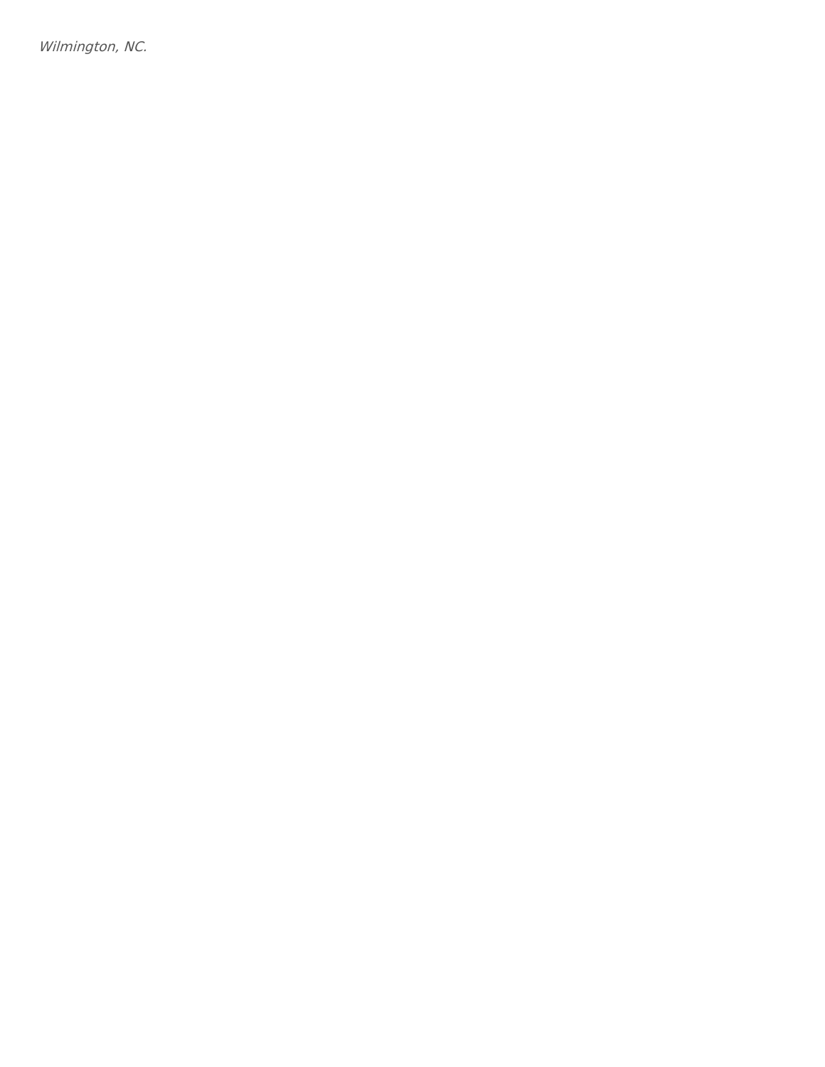*Wilmington, NC.*